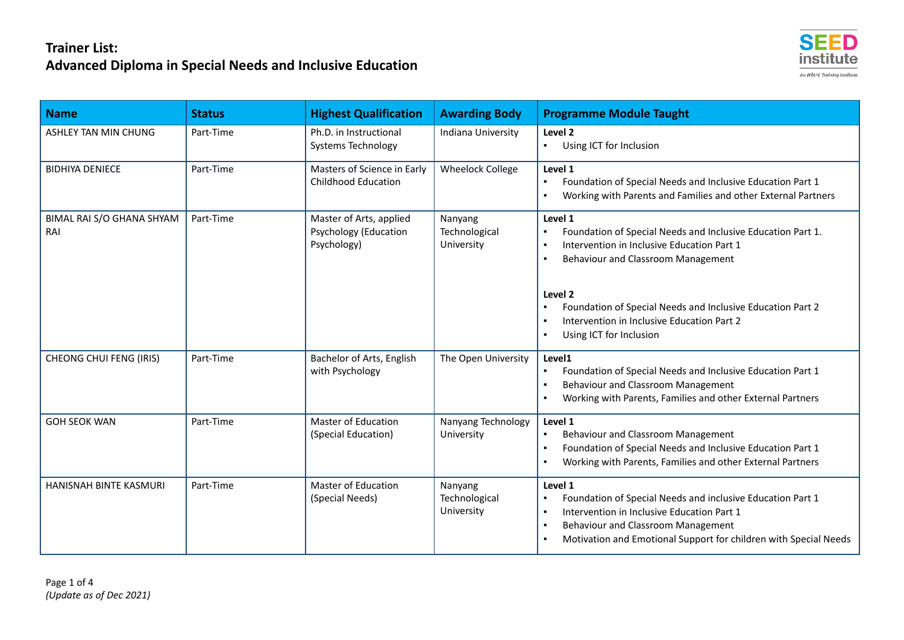# Trainer List:
# Advanced Diploma in Special Needs and Inclusive Education

| Name | Status | Highest Qualification | Awarding Body | Programme Module Taught |
|---|---|---|---|---|
| ASHLEY TAN MIN CHUNG | Part-Time | Ph.D. in Instructional Systems Technology | Indiana University | **Level 2**<br>▪ Using ICT for Inclusion |
| BIDHIYA DENIECE | Part-Time | Masters of Science in Early Childhood Education | Wheelock College | **Level 1**<br>▪ Foundation of Special Needs and Inclusive Education Part 1<br>▪ Working with Parents and Families and other External Partners |
| BIMAL RAI S/O GHANA SHYAM RAI | Part-Time | Master of Arts, applied Psychology (Education Psychology) | Nanyang Technological University | **Level 1**<br>▪ Foundation of Special Needs and Inclusive Education Part 1.<br>▪ Intervention in Inclusive Education Part 1<br>▪ Behaviour and Classroom Management<br><br>**Level 2**<br>▪ Foundation of Special Needs and Inclusive Education Part 2<br>▪ Intervention in Inclusive Education Part 2<br>▪ Using ICT for Inclusion |
| CHEONG CHUI FENG (IRIS) | Part-Time | Bachelor of Arts, English with Psychology | The Open University | **Level1**<br>▪ Foundation of Special Needs and Inclusive Education Part 1<br>▪ Behaviour and Classroom Management<br>▪ Working with Parents, Families and other External Partners |
| GOH SEOK WAN | Part-Time | Master of Education (Special Education) | Nanyang Technology University | **Level 1**<br>▪ Behaviour and Classroom Management<br>▪ Foundation of Special Needs and Inclusive Education Part 1<br>▪ Working with Parents, Families and other External Partners |
| HANISNAH BINTE KASMURI | Part-Time | Master of Education (Special Needs) | Nanyang Technological University | **Level 1**<br>▪ Foundation of Special Needs and inclusive Education Part 1<br>▪ Intervention in Inclusive Education Part 1<br>▪ Behaviour and Classroom Management<br>▪ Motivation and Emotional Support for children with Special Needs |

*(Update as of Dec 2021)*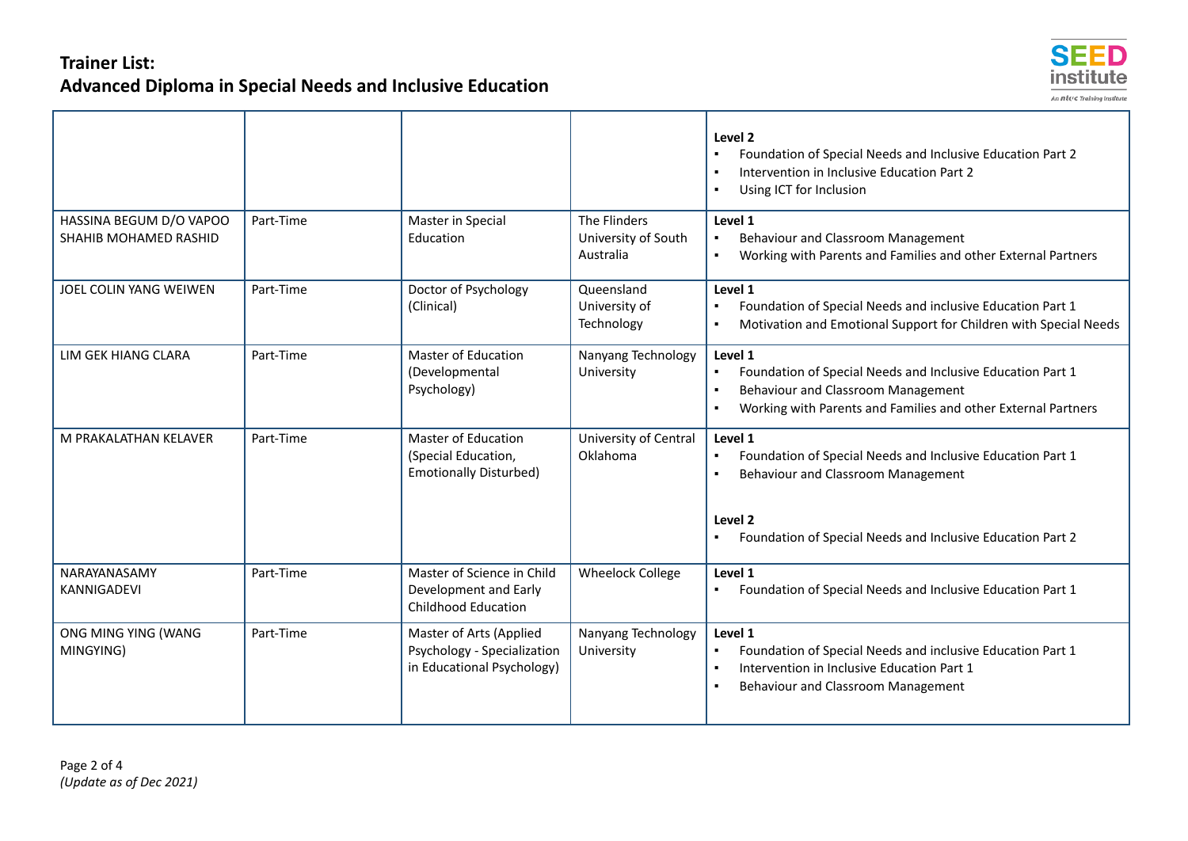## Trainer List:
## Advanced Diploma in Special Needs and Inclusive Education

| | | | | |
|---|---|---|---|---|
| | | | | **Level 2**<br>▪ Foundation of Special Needs and Inclusive Education Part 2<br>▪ Intervention in Inclusive Education Part 2<br>▪ Using ICT for Inclusion |
| HASSINA BEGUM D/O VAPOO SHAHIB MOHAMED RASHID | Part-Time | Master in Special Education | The Flinders University of South Australia | **Level 1**<br>▪ Behaviour and Classroom Management<br>▪ Working with Parents and Families and other External Partners |
| JOEL COLIN YANG WEIWEN | Part-Time | Doctor of Psychology (Clinical) | Queensland University of Technology | **Level 1**<br>▪ Foundation of Special Needs and inclusive Education Part 1<br>▪ Motivation and Emotional Support for Children with Special Needs |
| LIM GEK HIANG CLARA | Part-Time | Master of Education (Developmental Psychology) | Nanyang Technology University | **Level 1**<br>▪ Foundation of Special Needs and Inclusive Education Part 1<br>▪ Behaviour and Classroom Management<br>▪ Working with Parents and Families and other External Partners |
| M PRAKALATHAN KELAVER | Part-Time | Master of Education (Special Education, Emotionally Disturbed) | University of Central Oklahoma | **Level 1**<br>▪ Foundation of Special Needs and Inclusive Education Part 1<br>▪ Behaviour and Classroom Management<br><br>**Level 2**<br>▪ Foundation of Special Needs and Inclusive Education Part 2 |
| NARAYANASAMY KANNIGADEVI | Part-Time | Master of Science in Child Development and Early Childhood Education | Wheelock College | **Level 1**<br>▪ Foundation of Special Needs and Inclusive Education Part 1 |
| ONG MING YING (WANG MINGYING) | Part-Time | Master of Arts (Applied Psychology - Specialization in Educational Psychology) | Nanyang Technology University | **Level 1**<br>▪ Foundation of Special Needs and inclusive Education Part 1<br>▪ Intervention in Inclusive Education Part 1<br>▪ Behaviour and Classroom Management |

*(Update as of Dec 2021)*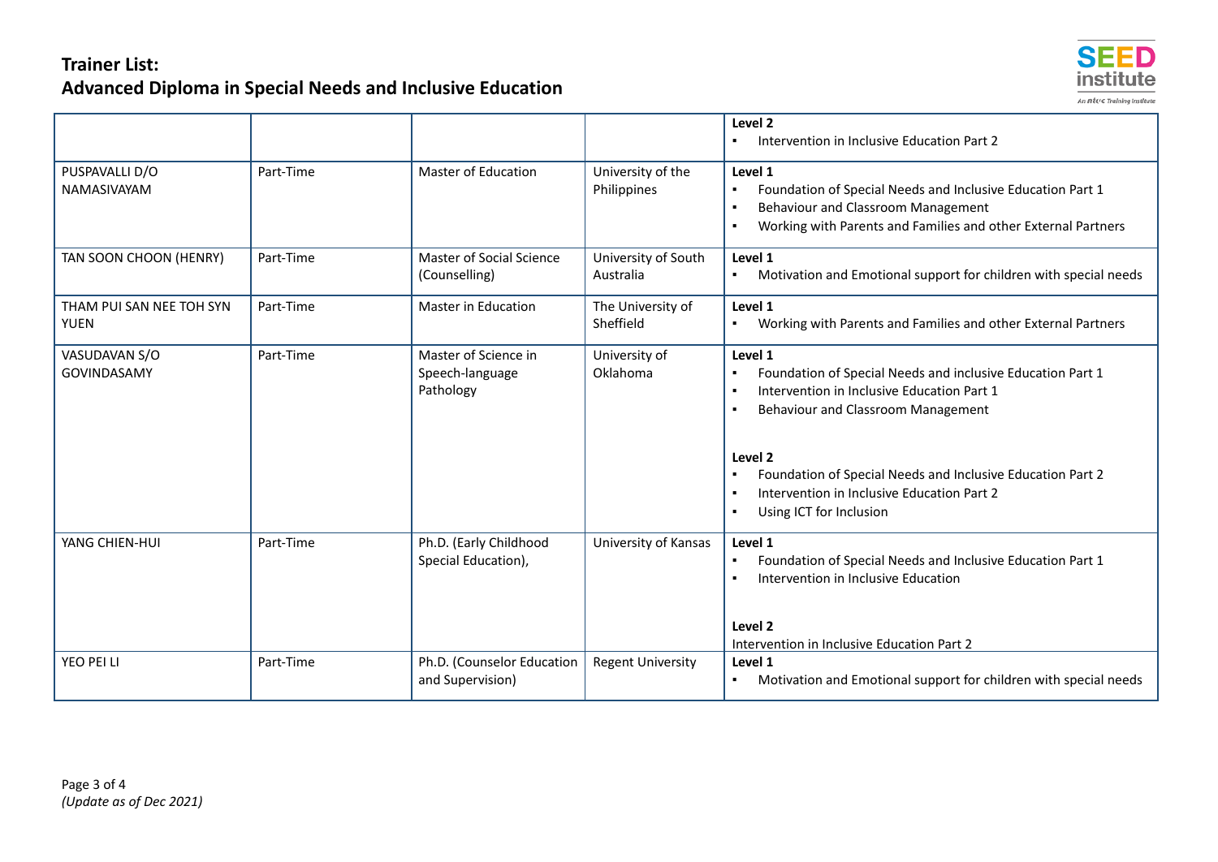## Trainer List:
## Advanced Diploma in Special Needs and Inclusive Education

| | | | | |
|---|---|---|---|---|
| | | | | **Level 2**<br>▪ Intervention in Inclusive Education Part 2 |
| PUSPAVALLI D/O NAMASIVAYAM | Part-Time | Master of Education | University of the Philippines | **Level 1**<br>▪ Foundation of Special Needs and Inclusive Education Part 1<br>▪ Behaviour and Classroom Management<br>▪ Working with Parents and Families and other External Partners |
| TAN SOON CHOON (HENRY) | Part-Time | Master of Social Science (Counselling) | University of South Australia | **Level 1**<br>▪ Motivation and Emotional support for children with special needs |
| THAM PUI SAN NEE TOH SYN YUEN | Part-Time | Master in Education | The University of Sheffield | **Level 1**<br>▪ Working with Parents and Families and other External Partners |
| VASUDAVAN S/O GOVINDASAMY | Part-Time | Master of Science in Speech-language Pathology | University of Oklahoma | **Level 1**<br>▪ Foundation of Special Needs and inclusive Education Part 1<br>▪ Intervention in Inclusive Education Part 1<br>▪ Behaviour and Classroom Management<br><br>**Level 2**<br>▪ Foundation of Special Needs and Inclusive Education Part 2<br>▪ Intervention in Inclusive Education Part 2<br>▪ Using ICT for Inclusion |
| YANG CHIEN-HUI | Part-Time | Ph.D. (Early Childhood Special Education), | University of Kansas | **Level 1**<br>▪ Foundation of Special Needs and Inclusive Education Part 1<br>▪ Intervention in Inclusive Education<br><br>**Level 2**<br>Intervention in Inclusive Education Part 2 |
| YEO PEI LI | Part-Time | Ph.D. (Counselor Education and Supervision) | Regent University | **Level 1**<br>▪ Motivation and Emotional support for children with special needs |

*(Update as of Dec 2021)*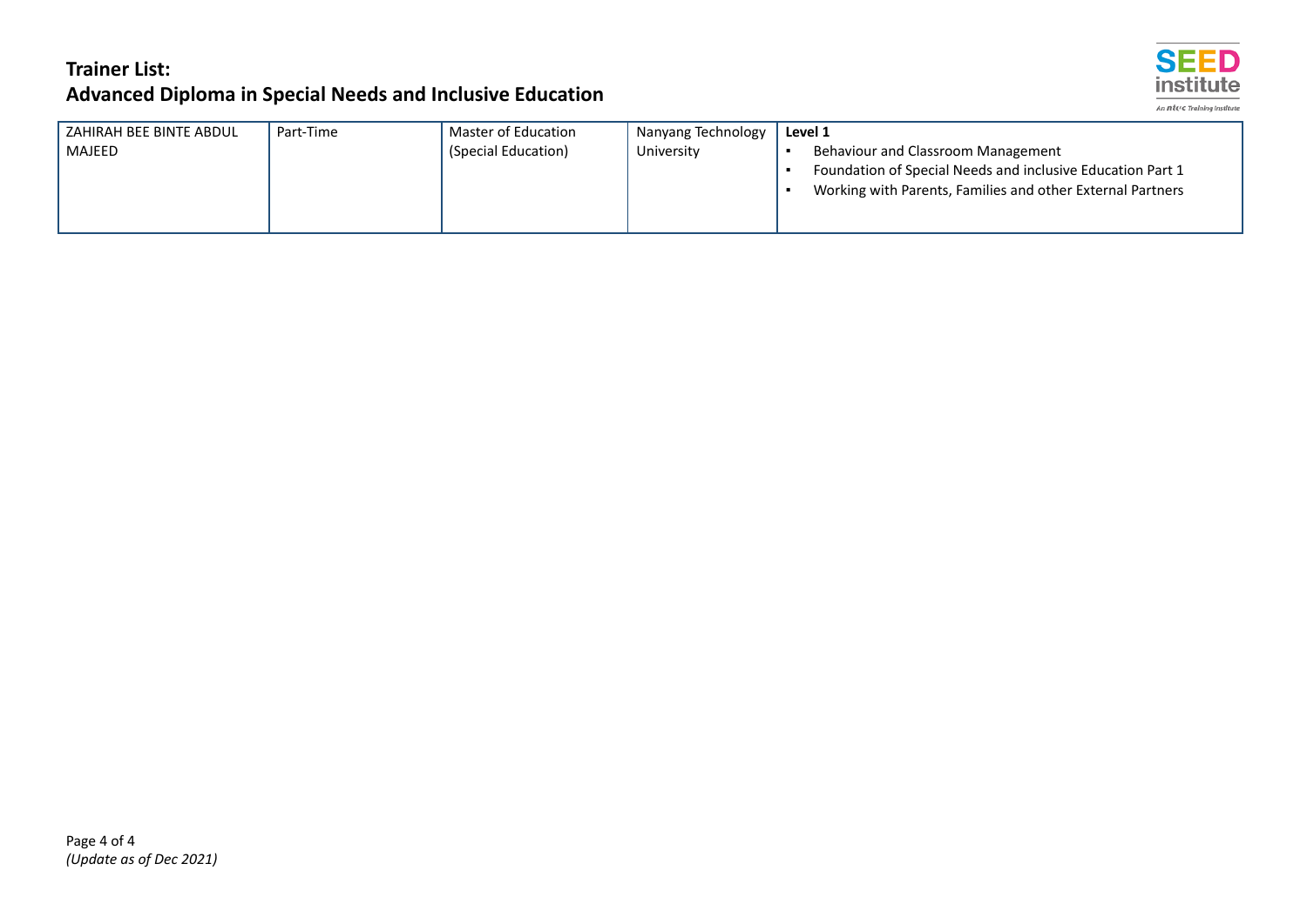## Trainer List:
## Advanced Diploma in Special Needs and Inclusive Education

| | | | | |
|---|---|---|---|---|
| ZAHIRAH BEE BINTE ABDUL MAJEED | Part-Time | Master of Education (Special Education) | Nanyang Technology University | **Level 1**<br>▪ Behaviour and Classroom Management<br>▪ Foundation of Special Needs and inclusive Education Part 1<br>▪ Working with Parents, Families and other External Partners |

*(Update as of Dec 2021)*